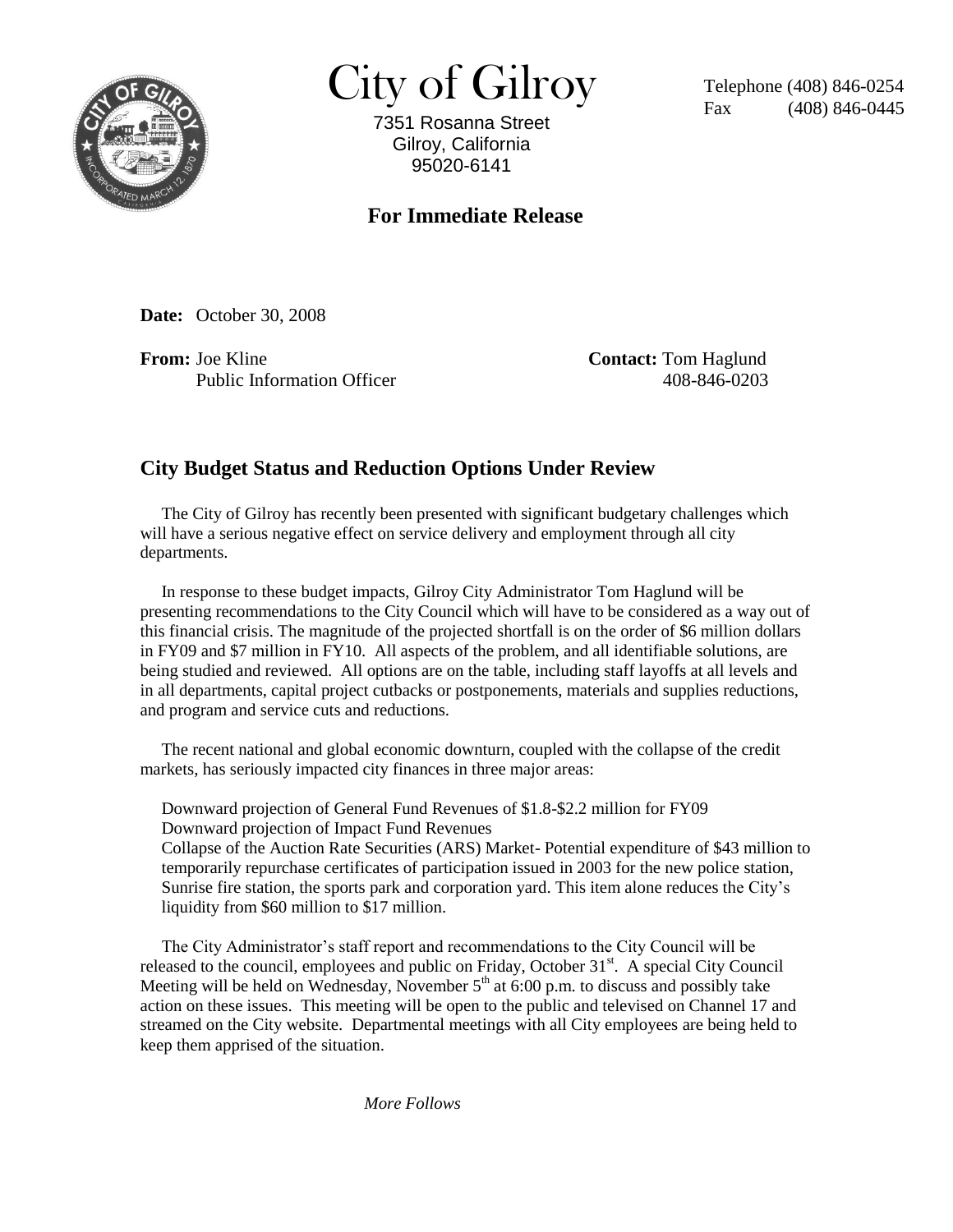# City of Gilroy

7351 Rosanna Street
Gilroy, California
95020-6141

Telephone (408) 846-0254
Fax (408) 846-0445

## For Immediate Release

**Date:** October 30, 2008

**From:** Joe Kline
Public Information Officer

**Contact:** Tom Haglund
408-846-0203

## City Budget Status and Reduction Options Under Review

The City of Gilroy has recently been presented with significant budgetary challenges which will have a serious negative effect on service delivery and employment through all city departments.

In response to these budget impacts, Gilroy City Administrator Tom Haglund will be presenting recommendations to the City Council which will have to be considered as a way out of this financial crisis. The magnitude of the projected shortfall is on the order of $6 million dollars in FY09 and $7 million in FY10. All aspects of the problem, and all identifiable solutions, are being studied and reviewed. All options are on the table, including staff layoffs at all levels and in all departments, capital project cutbacks or postponements, materials and supplies reductions, and program and service cuts and reductions.

The recent national and global economic downturn, coupled with the collapse of the credit markets, has seriously impacted city finances in three major areas:

Downward projection of General Fund Revenues of $1.8-$2.2 million for FY09
Downward projection of Impact Fund Revenues
Collapse of the Auction Rate Securities (ARS) Market- Potential expenditure of $43 million to temporarily repurchase certificates of participation issued in 2003 for the new police station, Sunrise fire station, the sports park and corporation yard. This item alone reduces the City's liquidity from $60 million to $17 million.

The City Administrator's staff report and recommendations to the City Council will be released to the council, employees and public on Friday, October 31st. A special City Council Meeting will be held on Wednesday, November 5th at 6:00 p.m. to discuss and possibly take action on these issues. This meeting will be open to the public and televised on Channel 17 and streamed on the City website. Departmental meetings with all City employees are being held to keep them apprised of the situation.

*More Follows*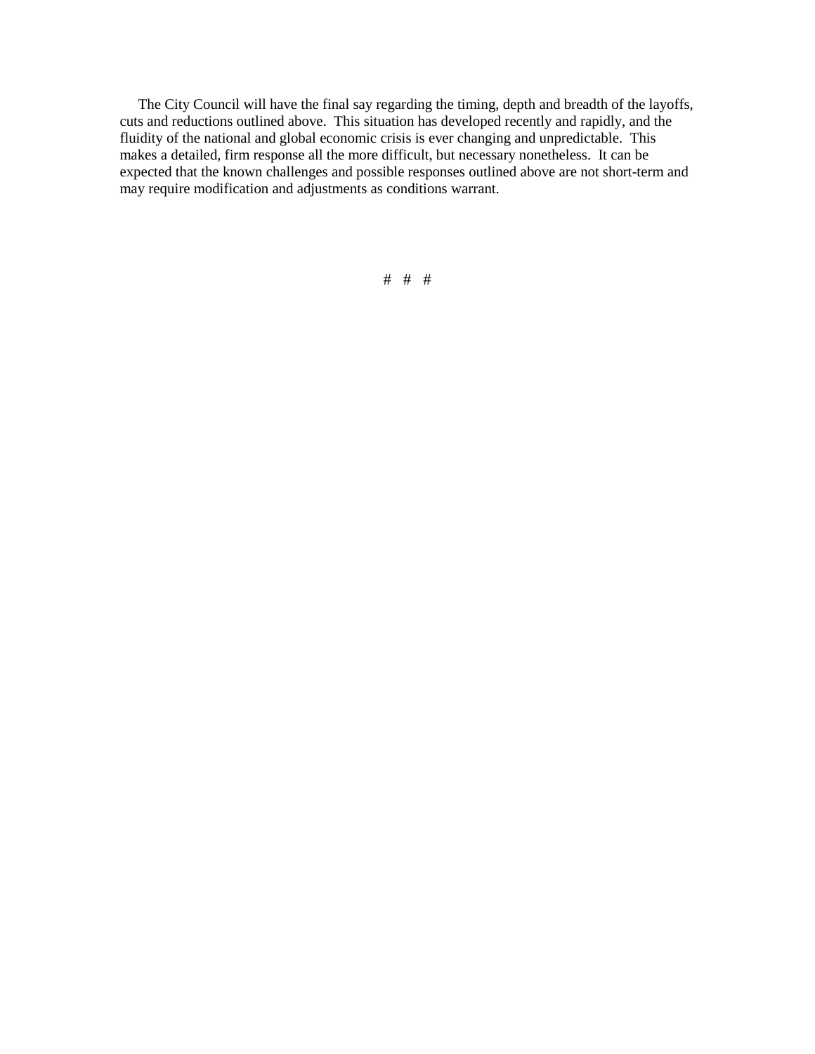The City Council will have the final say regarding the timing, depth and breadth of the layoffs, cuts and reductions outlined above. This situation has developed recently and rapidly, and the fluidity of the national and global economic crisis is ever changing and unpredictable. This makes a detailed, firm response all the more difficult, but necessary nonetheless. It can be expected that the known challenges and possible responses outlined above are not short-term and may require modification and adjustments as conditions warrant.

# # #